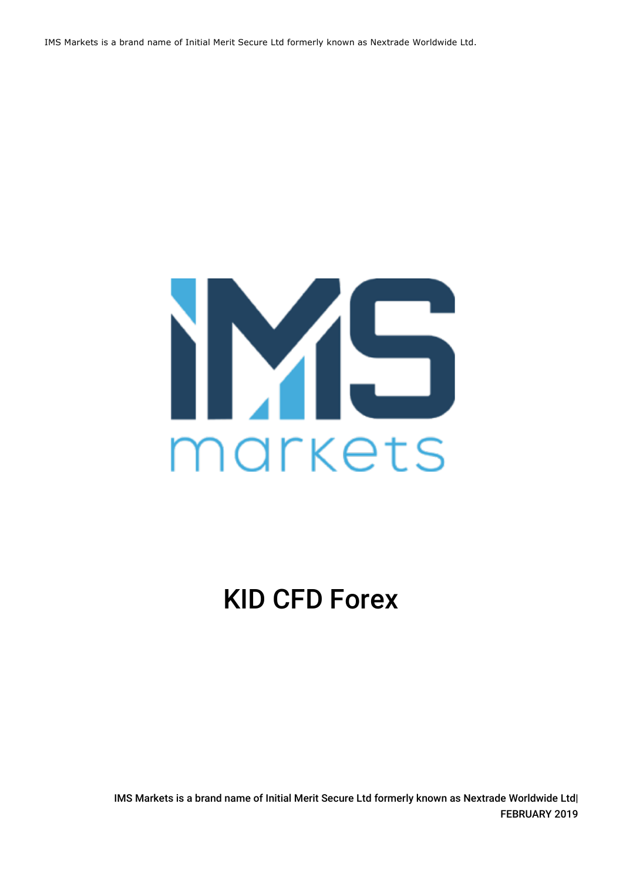IMS Markets is a brand name of Initial Merit Secure Ltd formerly known as Nextrade Worldwide Ltd.

IMS markets

# KID CFD Forex

IMS Markets is a brand name of Initial Merit Secure Ltd formerly known as Nextrade Worldwide Ltd| FEBRUARY 2019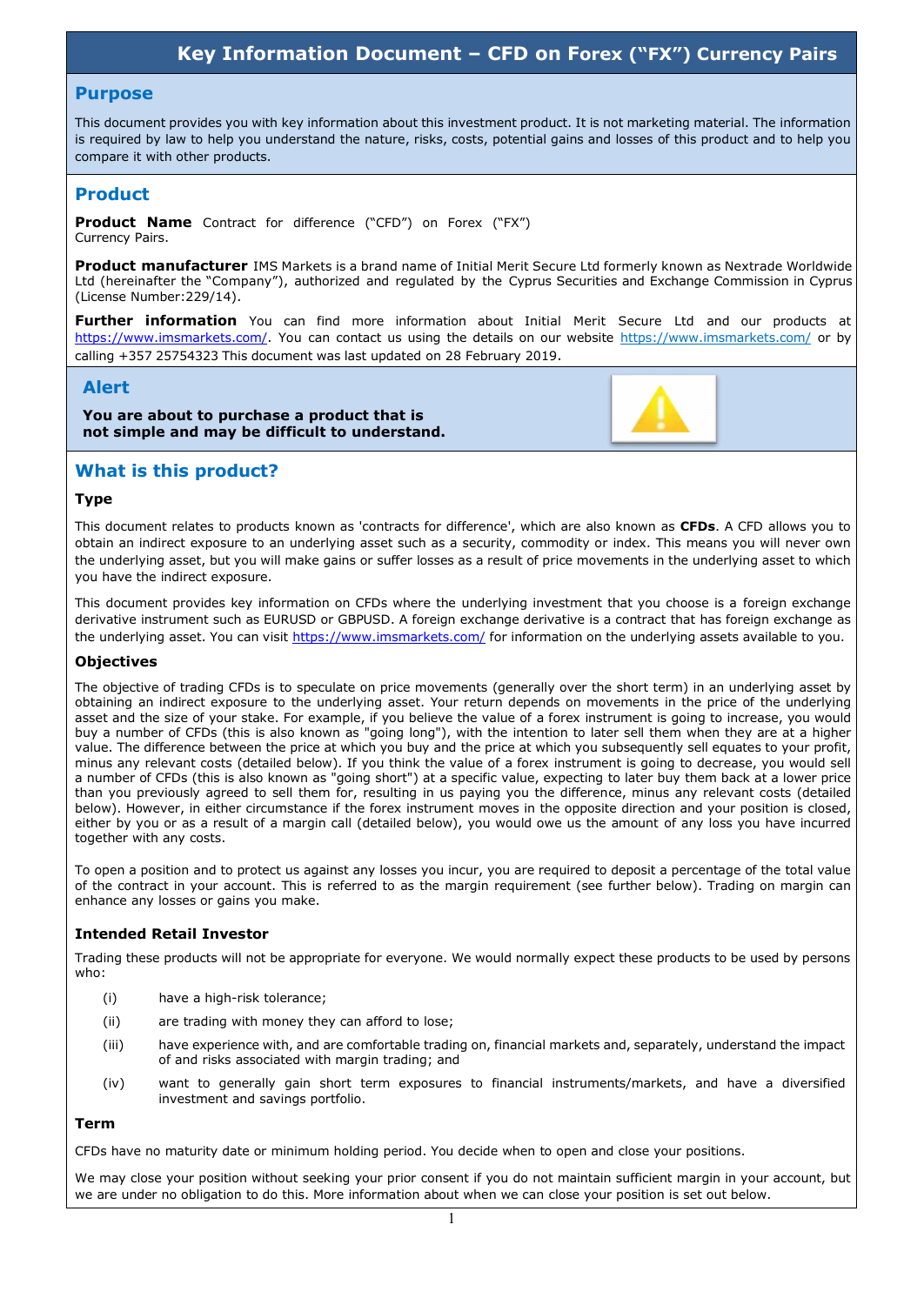# Key Information Document – CFD on Forex ("FX") Currency Pairs

## Purpose

This document provides you with key information about this investment product. It is not marketing material. The information is required by law to help you understand the nature, risks, costs, potential gains and losses of this product and to help you compare it with other products.

## Product

**Product Name** Contract for difference ("CFD") on Forex ("FX") Currency Pairs.

**Product manufacturer** IMS Markets is a brand name of Initial Merit Secure Ltd formerly known as Nextrade Worldwide Ltd (hereinafter the "Company"), authorized and regulated by the Cyprus Securities and Exchange Commission in Cyprus (License Number:229/14).

**Further information** You can find more information about Initial Merit Secure Ltd and our products at https://www.imsmarkets.com/. You can contact us using the details on our website https://www.imsmarkets.com/ or by calling +357 25754323 This document was last updated on 28 February 2019.

## Alert

**You are about to purchase a product that is not simple and may be difficult to understand.**

## What is this product?

### Type

This document relates to products known as 'contracts for difference', which are also known as **CFDs**. A CFD allows you to obtain an indirect exposure to an underlying asset such as a security, commodity or index. This means you will never own the underlying asset, but you will make gains or suffer losses as a result of price movements in the underlying asset to which you have the indirect exposure.

This document provides key information on CFDs where the underlying investment that you choose is a foreign exchange derivative instrument such as EURUSD or GBPUSD. A foreign exchange derivative is a contract that has foreign exchange as the underlying asset. You can visit https://www.imsmarkets.com/ for information on the underlying assets available to you.

### Objectives

The objective of trading CFDs is to speculate on price movements (generally over the short term) in an underlying asset by obtaining an indirect exposure to the underlying asset. Your return depends on movements in the price of the underlying asset and the size of your stake. For example, if you believe the value of a forex instrument is going to increase, you would buy a number of CFDs (this is also known as "going long"), with the intention to later sell them when they are at a higher value. The difference between the price at which you buy and the price at which you subsequently sell equates to your profit, minus any relevant costs (detailed below). If you think the value of a forex instrument is going to decrease, you would sell a number of CFDs (this is also known as "going short") at a specific value, expecting to later buy them back at a lower price than you previously agreed to sell them for, resulting in us paying you the difference, minus any relevant costs (detailed below). However, in either circumstance if the forex instrument moves in the opposite direction and your position is closed, either by you or as a result of a margin call (detailed below), you would owe us the amount of any loss you have incurred together with any costs.

To open a position and to protect us against any losses you incur, you are required to deposit a percentage of the total value of the contract in your account. This is referred to as the margin requirement (see further below). Trading on margin can enhance any losses or gains you make.

### Intended Retail Investor

Trading these products will not be appropriate for everyone. We would normally expect these products to be used by persons who:

(i) have a high-risk tolerance;

(ii) are trading with money they can afford to lose;

(iii) have experience with, and are comfortable trading on, financial markets and, separately, understand the impact of and risks associated with margin trading; and

(iv) want to generally gain short term exposures to financial instruments/markets, and have a diversified investment and savings portfolio.

### Term

CFDs have no maturity date or minimum holding period. You decide when to open and close your positions.

We may close your position without seeking your prior consent if you do not maintain sufficient margin in your account, but we are under no obligation to do this. More information about when we can close your position is set out below.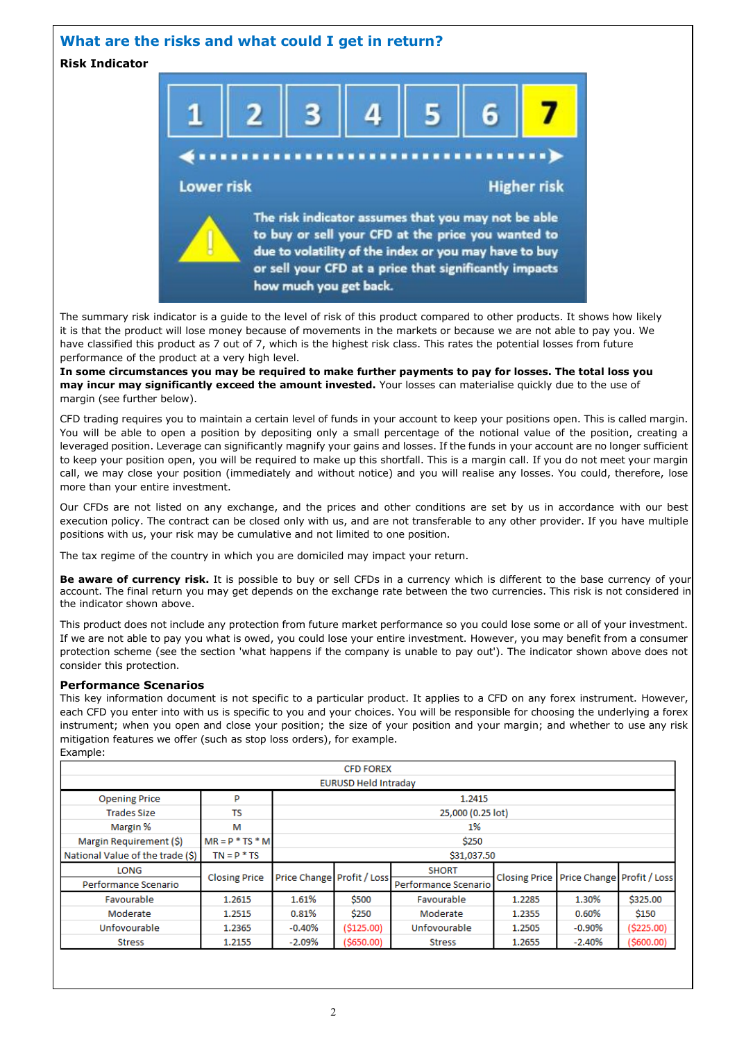## What are the risks and what could I get in return?

### Risk Indicator

1 2 3 4 5 6 **7**

Lower risk — Higher risk

The risk indicator assumes that you may not be able to buy or sell your CFD at the price you wanted to due to volatility of the index or you may have to buy or sell your CFD at a price that significantly impacts how much you get back.

The summary risk indicator is a guide to the level of risk of this product compared to other products. It shows how likely it is that the product will lose money because of movements in the markets or because we are not able to pay you. We have classified this product as 7 out of 7, which is the highest risk class. This rates the potential losses from future performance of the product at a very high level.

**In some circumstances you may be required to make further payments to pay for losses. The total loss you may incur may significantly exceed the amount invested.** Your losses can materialise quickly due to the use of margin (see further below).

CFD trading requires you to maintain a certain level of funds in your account to keep your positions open. This is called margin. You will be able to open a position by depositing only a small percentage of the notional value of the position, creating a leveraged position. Leverage can significantly magnify your gains and losses. If the funds in your account are no longer sufficient to keep your position open, you will be required to make up this shortfall. This is a margin call. If you do not meet your margin call, we may close your position (immediately and without notice) and you will realise any losses. You could, therefore, lose more than your entire investment.

Our CFDs are not listed on any exchange, and the prices and other conditions are set by us in accordance with our best execution policy. The contract can be closed only with us, and are not transferable to any other provider. If you have multiple positions with us, your risk may be cumulative and not limited to one position.

The tax regime of the country in which you are domiciled may impact your return.

**Be aware of currency risk.** It is possible to buy or sell CFDs in a currency which is different to the base currency of your account. The final return you may get depends on the exchange rate between the two currencies. This risk is not considered in the indicator shown above.

This product does not include any protection from future market performance so you could lose some or all of your investment. If we are not able to pay you what is owed, you could lose your entire investment. However, you may benefit from a consumer protection scheme (see the section 'what happens if the company is unable to pay out'). The indicator shown above does not consider this protection.

### Performance Scenarios

This key information document is not specific to a particular product. It applies to a CFD on any forex instrument. However, each CFD you enter into with us is specific to you and your choices. You will be responsible for choosing the underlying a forex instrument; when you open and close your position; the size of your position and your margin; and whether to use any risk mitigation features we offer (such as stop loss orders), for example.

Example:

| CFD FOREX<br>EURUSD Held Intraday | | | | | | | |
|---|---|---|---|---|---|---|---|
| Opening Price | P | 1.2415 | | | | | |
| Trades Size | TS | 25,000 (0.25 lot) | | | | | |
| Margin % | M | 1% | | | | | |
| Margin Requirement ($) | MR = P * TS * M | $250 | | | | | |
| National Value of the trade ($) | TN = P * TS | $31,037.50 | | | | | |
| LONG<br>Performance Scenario | Closing Price | Price Change | Profit / Loss | SHORT<br>Performance Scenario | Closing Price | Price Change | Profit / Loss |
| Favourable | 1.2615 | 1.61% | $500 | Favourable | 1.2285 | 1.30% | $325.00 |
| Moderate | 1.2515 | 0.81% | $250 | Moderate | 1.2355 | 0.60% | $150 |
| Unfovourable | 1.2365 | -0.40% | ($125.00) | Unfovourable | 1.2505 | -0.90% | ($225.00) |
| Stress | 1.2155 | -2.09% | ($650.00) | Stress | 1.2655 | -2.40% | ($600.00) |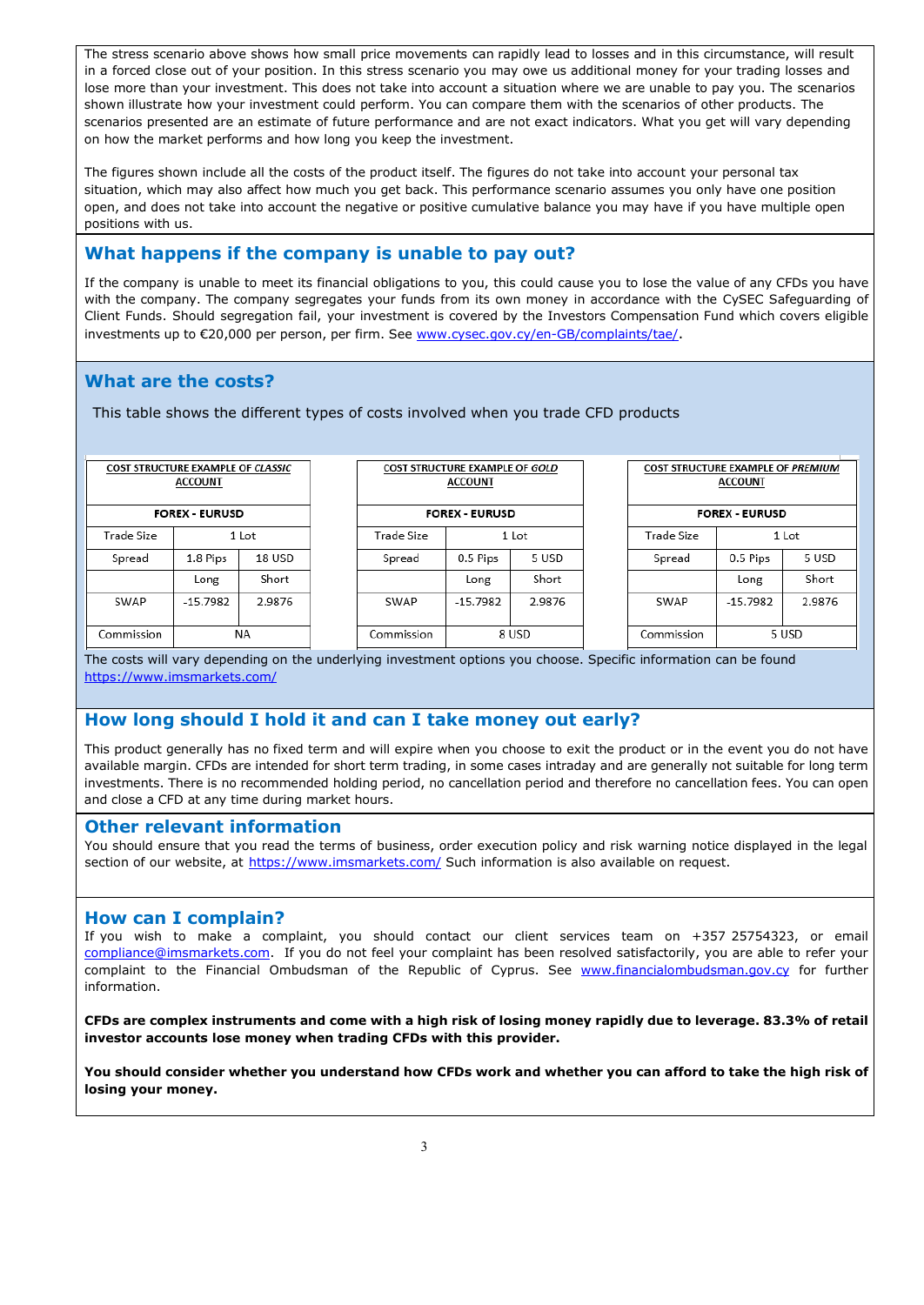The stress scenario above shows how small price movements can rapidly lead to losses and in this circumstance, will result in a forced close out of your position. In this stress scenario you may owe us additional money for your trading losses and lose more than your investment. This does not take into account a situation where we are unable to pay you. The scenarios shown illustrate how your investment could perform. You can compare them with the scenarios of other products. The scenarios presented are an estimate of future performance and are not exact indicators. What you get will vary depending on how the market performs and how long you keep the investment.

The figures shown include all the costs of the product itself. The figures do not take into account your personal tax situation, which may also affect how much you get back. This performance scenario assumes you only have one position open, and does not take into account the negative or positive cumulative balance you may have if you have multiple open positions with us.

## What happens if the company is unable to pay out?

If the company is unable to meet its financial obligations to you, this could cause you to lose the value of any CFDs you have with the company. The company segregates your funds from its own money in accordance with the CySEC Safeguarding of Client Funds. Should segregation fail, your investment is covered by the Investors Compensation Fund which covers eligible investments up to €20,000 per person, per firm. See [www.cysec.gov.cy/en-GB/complaints/tae/](www.cysec.gov.cy/en-GB/complaints/tae/).

## What are the costs?

This table shows the different types of costs involved when you trade CFD products

| COST STRUCTURE EXAMPLE OF *CLASSIC* ACCOUNT | | |
|---|---|---|
| **FOREX - EURUSD** | | |
| Trade Size | 1 Lot | |
| Spread | 1.8 Pips | 18 USD |
| | Long | Short |
| SWAP | -15.7982 | 2.9876 |
| Commission | NA | |

| COST STRUCTURE EXAMPLE OF *GOLD* ACCOUNT | | |
|---|---|---|
| **FOREX - EURUSD** | | |
| Trade Size | 1 Lot | |
| Spread | 0.5 Pips | 5 USD |
| | Long | Short |
| SWAP | -15.7982 | 2.9876 |
| Commission | 8 USD | |

| COST STRUCTURE EXAMPLE OF *PREMIUM* ACCOUNT | | |
|---|---|---|
| **FOREX - EURUSD** | | |
| Trade Size | 1 Lot | |
| Spread | 0.5 Pips | 5 USD |
| | Long | Short |
| SWAP | -15.7982 | 2.9876 |
| Commission | 5 USD | |

The costs will vary depending on the underlying investment options you choose. Specific information can be found [https://www.imsmarkets.com/](https://www.imsmarkets.com/)

## How long should I hold it and can I take money out early?

This product generally has no fixed term and will expire when you choose to exit the product or in the event you do not have available margin. CFDs are intended for short term trading, in some cases intraday and are generally not suitable for long term investments. There is no recommended holding period, no cancellation period and therefore no cancellation fees. You can open and close a CFD at any time during market hours.

## Other relevant information

You should ensure that you read the terms of business, order execution policy and risk warning notice displayed in the legal section of our website, at [https://www.imsmarkets.com/](https://www.imsmarkets.com/) Such information is also available on request.

## How can I complain?

If you wish to make a complaint, you should contact our client services team on +357 25754323, or email [compliance@imsmarkets.com](mailto:compliance@imsmarkets.com). If you do not feel your complaint has been resolved satisfactorily, you are able to refer your complaint to the Financial Ombudsman of the Republic of Cyprus. See [www.financialombudsman.gov.cy](www.financialombudsman.gov.cy) for further information.

**CFDs are complex instruments and come with a high risk of losing money rapidly due to leverage. 83.3% of retail investor accounts lose money when trading CFDs with this provider.**

**You should consider whether you understand how CFDs work and whether you can afford to take the high risk of losing your money.**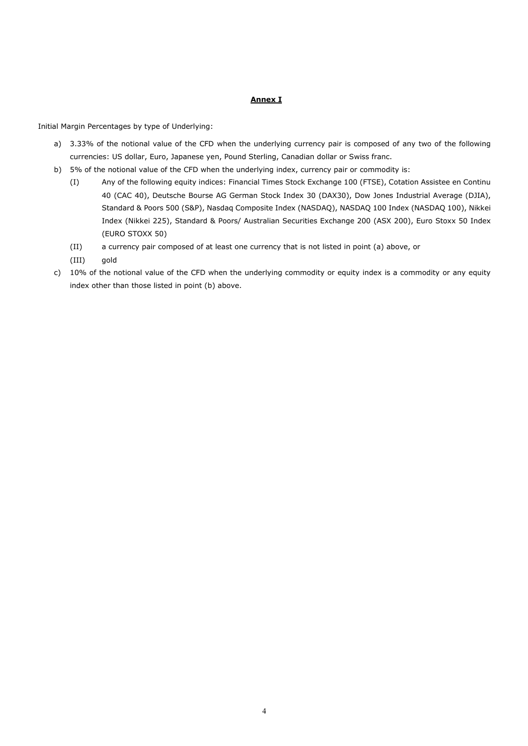**Annex I**

Initial Margin Percentages by type of Underlying:

a) 3.33% of the notional value of the CFD when the underlying currency pair is composed of any two of the following currencies: US dollar, Euro, Japanese yen, Pound Sterling, Canadian dollar or Swiss franc.

b) 5% of the notional value of the CFD when the underlying index, currency pair or commodity is:

   (I) Any of the following equity indices: Financial Times Stock Exchange 100 (FTSE), Cotation Assistee en Continu 40 (CAC 40), Deutsche Bourse AG German Stock Index 30 (DAX30), Dow Jones Industrial Average (DJIA), Standard & Poors 500 (S&P), Nasdaq Composite Index (NASDAQ), NASDAQ 100 Index (NASDAQ 100), Nikkei Index (Nikkei 225), Standard & Poors/ Australian Securities Exchange 200 (ASX 200), Euro Stoxx 50 Index (EURO STOXX 50)

   (II) a currency pair composed of at least one currency that is not listed in point (a) above, or

   (III) gold

c) 10% of the notional value of the CFD when the underlying commodity or equity index is a commodity or any equity index other than those listed in point (b) above.